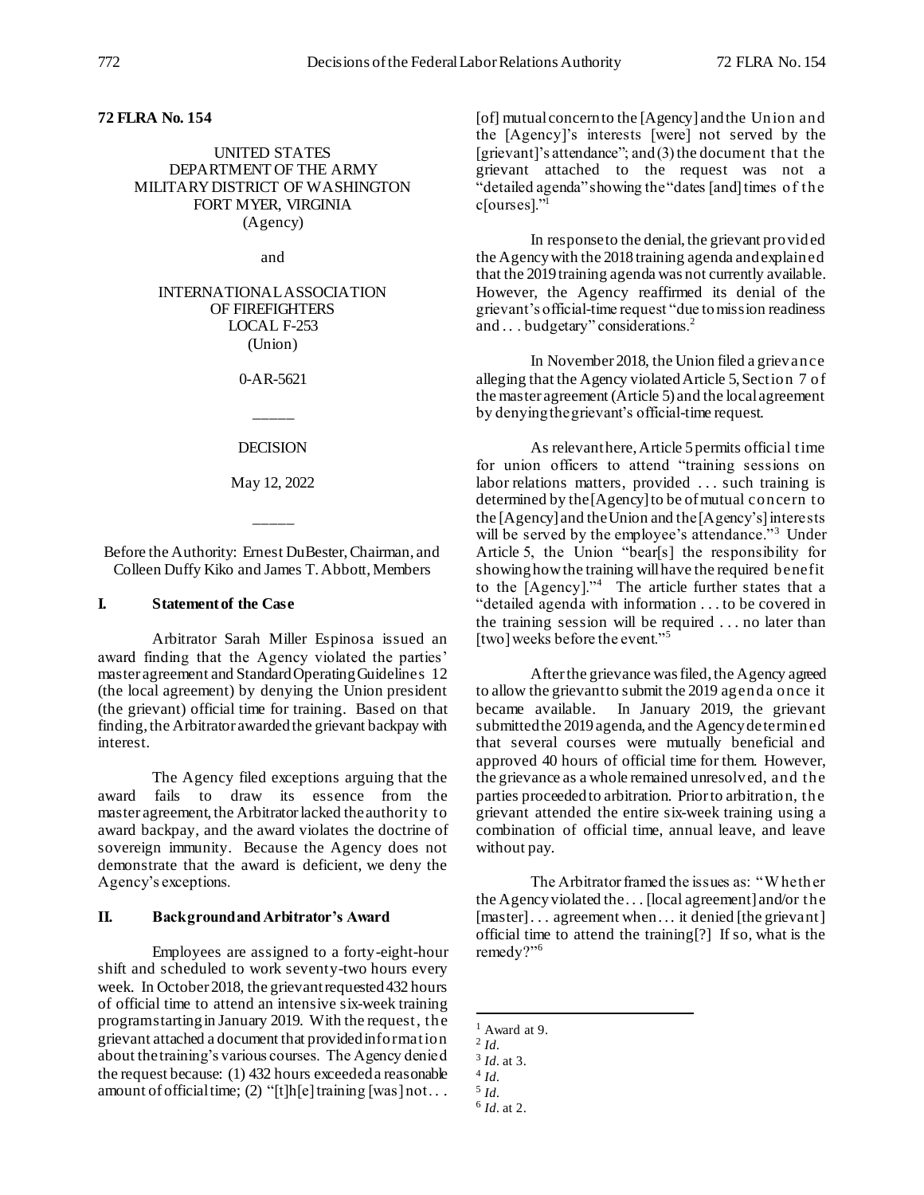**72 FLRA No. 154**

UNITED STATES
DEPARTMENT OF THE ARMY
MILITARY DISTRICT OF WASHINGTON
FORT MYER, VIRGINIA
(Agency)

and

INTERNATIONAL ASSOCIATION
OF FIREFIGHTERS
LOCAL F-253
(Union)

0-AR-5621

\_\_\_\_\_

DECISION

May 12, 2022

\_\_\_\_\_

Before the Authority: Ernest DuBester, Chairman, and Colleen Duffy Kiko and James T. Abbott, Members

## I. Statement of the Case

Arbitrator Sarah Miller Espinosa issued an award finding that the Agency violated the parties' master agreement and Standard Operating Guidelines 12 (the local agreement) by denying the Union president (the grievant) official time for training. Based on that finding, the Arbitrator awarded the grievant backpay with interest.

The Agency filed exceptions arguing that the award fails to draw its essence from the master agreement, the Arbitrator lacked the authority to award backpay, and the award violates the doctrine of sovereign immunity. Because the Agency does not demonstrate that the award is deficient, we deny the Agency's exceptions.

## II. Background and Arbitrator's Award

Employees are assigned to a forty-eight-hour shift and scheduled to work seventy-two hours every week. In October 2018, the grievant requested 432 hours of official time to attend an intensive six-week training program starting in January 2019. With the request, the grievant attached a document that provided information about the training's various courses. The Agency denied the request because: (1) 432 hours exceeded a reasonable amount of official time; (2) "[t]h[e] training [was] not . . . [of] mutual concern to the [Agency] and the Union and the [Agency]'s interests [were] not served by the [grievant]'s attendance"; and (3) the document that the grievant attached to the request was not a "detailed agenda" showing the "dates [and] times of the c[ourses]."[1]

In response to the denial, the grievant provided the Agency with the 2018 training agenda and explained that the 2019 training agenda was not currently available. However, the Agency reaffirmed its denial of the grievant's official-time request "due to mission readiness and . . . budgetary" considerations.[2]

In November 2018, the Union filed a grievance alleging that the Agency violated Article 5, Section 7 of the master agreement (Article 5) and the local agreement by denying the grievant's official-time request.

As relevant here, Article 5 permits official time for union officers to attend "training sessions on labor relations matters, provided . . . such training is determined by the [Agency] to be of mutual concern to the [Agency] and the Union and the [Agency's] interests will be served by the employee's attendance."[3] Under Article 5, the Union "bear[s] the responsibility for showing how the training will have the required benefit to the [Agency]."[4] The article further states that a "detailed agenda with information . . . to be covered in the training session will be required . . . no later than [two] weeks before the event."[5]

After the grievance was filed, the Agency agreed to allow the grievant to submit the 2019 agenda once it became available. In January 2019, the grievant submitted the 2019 agenda, and the Agency determined that several courses were mutually beneficial and approved 40 hours of official time for them. However, the grievance as a whole remained unresolved, and the parties proceeded to arbitration. Prior to arbitration, the grievant attended the entire six-week training using a combination of official time, annual leave, and leave without pay.

The Arbitrator framed the issues as: "Whether the Agency violated the . . . [local agreement] and/or the [master] . . . agreement when . . . it denied [the grievant] official time to attend the training[?] If so, what is the remedy?"[6]

---

[1] Award at 9.
[2] *Id.*
[3] *Id.* at 3.
[4] *Id.*
[5] *Id.*
[6] *Id.* at 2.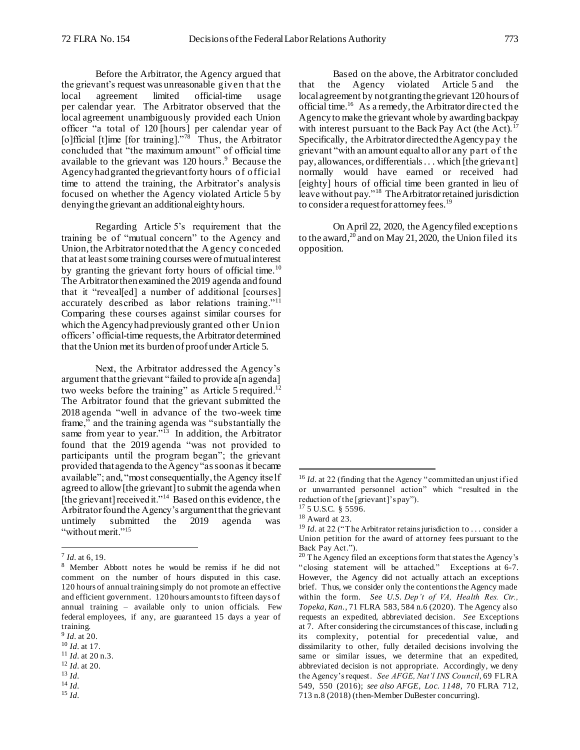Before the Arbitrator, the Agency argued that the grievant's request was unreasonable given that the local agreement limited official-time usage per calendar year. The Arbitrator observed that the local agreement unambiguously provided each Union officer "a total of 120 [hours] per calendar year of [o]fficial [t]ime [for training]."[7][8] Thus, the Arbitrator concluded that "the maximum amount" of official time available to the grievant was 120 hours.[9] Because the Agency had granted the grievant forty hours of official time to attend the training, the Arbitrator's analysis focused on whether the Agency violated Article 5 by denying the grievant an additional eighty hours.

Regarding Article 5's requirement that the training be of "mutual concern" to the Agency and Union, the Arbitrator noted that the Agency conceded that at least some training courses were of mutual interest by granting the grievant forty hours of official time.[10] The Arbitrator then examined the 2019 agenda and found that it "reveal[ed] a number of additional [courses] accurately described as labor relations training."[11] Comparing these courses against similar courses for which the Agency had previously granted other Union officers' official-time requests, the Arbitrator determined that the Union met its burden of proof under Article 5.

Next, the Arbitrator addressed the Agency's argument that the grievant "failed to provide a[n agenda] two weeks before the training" as Article 5 required.[12] The Arbitrator found that the grievant submitted the 2018 agenda "well in advance of the two-week time frame," and the training agenda was "substantially the same from year to year."[13] In addition, the Arbitrator found that the 2019 agenda "was not provided to participants until the program began"; the grievant provided that agenda to the Agency "as soon as it became available"; and, "most consequentially, the Agency itself agreed to allow [the grievant] to submit the agenda when [the grievant] received it."[14] Based on this evidence, the Arbitrator found the Agency's argument that the grievant untimely submitted the 2019 agenda was "without merit."[15]

Based on the above, the Arbitrator concluded that the Agency violated Article 5 and the local agreement by not granting the grievant 120 hours of official time.[16] As a remedy, the Arbitrator directed the Agency to make the grievant whole by awarding backpay with interest pursuant to the Back Pay Act (the Act).[17] Specifically, the Arbitrator directed the Agency pay the grievant "with an amount equal to all or any part of the pay, allowances, or differentials . . . which [the grievant] normally would have earned or received had [eighty] hours of official time been granted in lieu of leave without pay."[18] The Arbitrator retained jurisdiction to consider a request for attorney fees.[19]

On April 22, 2020, the Agency filed exceptions to the award,[20] and on May 21, 2020, the Union filed its opposition.

---

[7] *Id.* at 6, 19.

[8] Member Abbott notes he would be remiss if he did not comment on the number of hours disputed in this case. 120 hours of annual training simply do not promote an effective and efficient government. 120 hours amounts to fifteen days of annual training – available only to union officials. Few federal employees, if any, are guaranteed 15 days a year of training.

[9] *Id.* at 20.

[10] *Id.* at 17.

[11] *Id.* at 20 n.3.

[12] *Id.* at 20.

[13] *Id.*

[14] *Id.*

[15] *Id.*

[16] *Id.* at 22 (finding that the Agency "committed an unjustified or unwarranted personnel action" which "resulted in the reduction of the [grievant]'s pay").

[17] 5 U.S.C. § 5596.

[18] Award at 23.

[19] *Id.* at 22 ("The Arbitrator retains jurisdiction to . . . consider a Union petition for the award of attorney fees pursuant to the Back Pay Act.").

[20] The Agency filed an exceptions form that states the Agency's "closing statement will be attached." Exceptions at 6-7. However, the Agency did not actually attach an exceptions brief. Thus, we consider only the contentions the Agency made within the form. *See U.S. Dep't of VA, Health Res. Ctr., Topeka, Kan.*, 71 FLRA 583, 584 n.6 (2020). The Agency also requests an expedited, abbreviated decision. *See* Exceptions at 7. After considering the circumstances of this case, including its complexity, potential for precedential value, and dissimilarity to other, fully detailed decisions involving the same or similar issues, we determine that an expedited, abbreviated decision is not appropriate. Accordingly, we deny the Agency's request. *See AFGE, Nat'l INS Council*, 69 FLRA 549, 550 (2016); *see also AFGE, Loc. 1148*, 70 FLRA 712, 713 n.8 (2018) (then-Member DuBester concurring).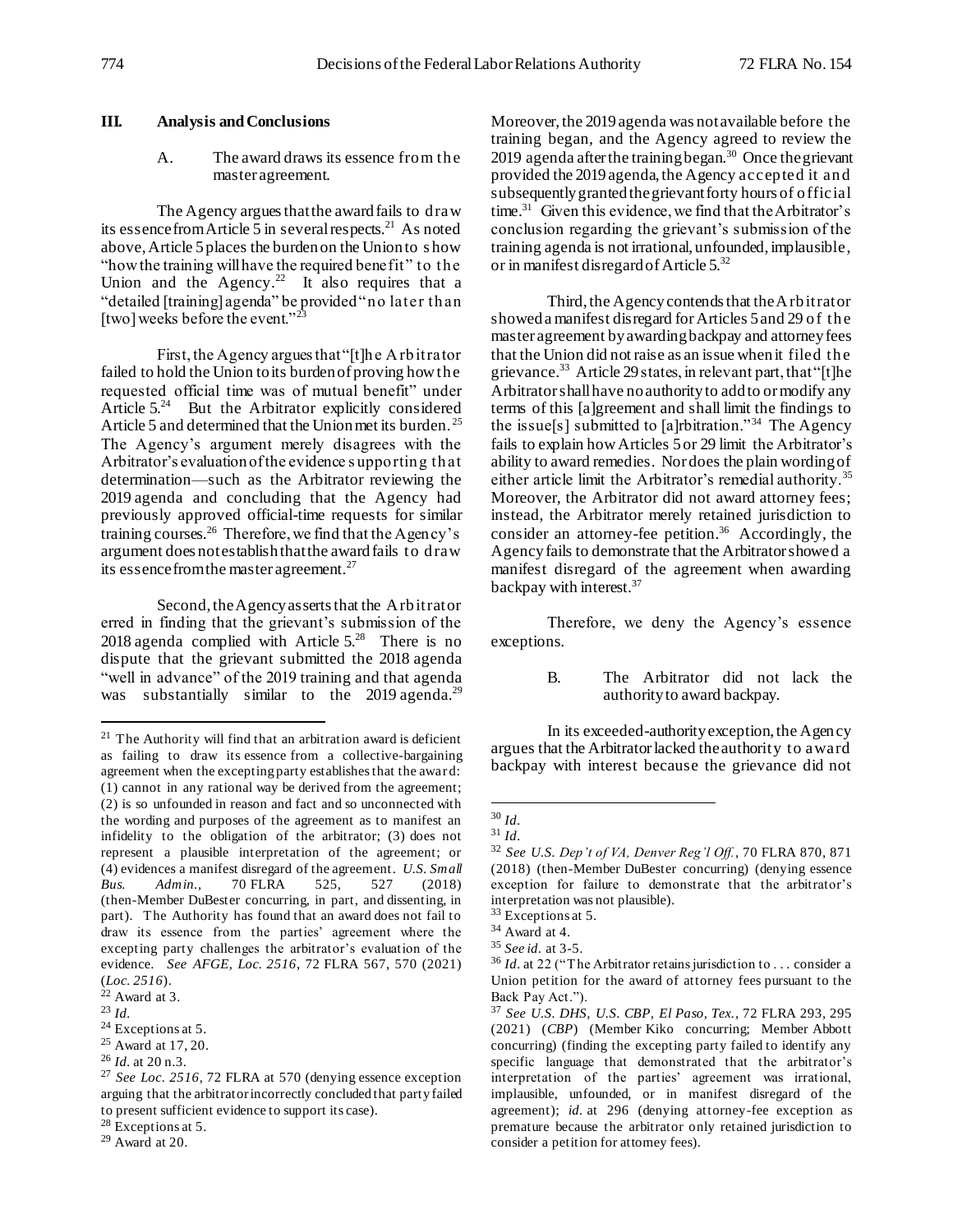## III. Analysis and Conclusions

### A. The award draws its essence from the master agreement.

The Agency argues that the award fails to draw its essence from Article 5 in several respects.[21] As noted above, Article 5 places the burden on the Union to show "how the training will have the required benefit" to the Union and the Agency.[22] It also requires that a "detailed [training] agenda" be provided "no later than [two] weeks before the event."[23]

First, the Agency argues that "[t]he Arbitrator failed to hold the Union to its burden of proving how the requested official time was of mutual benefit" under Article 5.[24] But the Arbitrator explicitly considered Article 5 and determined that the Union met its burden.[25] The Agency's argument merely disagrees with the Arbitrator's evaluation of the evidence supporting that determination—such as the Arbitrator reviewing the 2019 agenda and concluding that the Agency had previously approved official-time requests for similar training courses.[26] Therefore, we find that the Agency's argument does not establish that the award fails to draw its essence from the master agreement.[27]

Second, the Agency asserts that the Arbitrator erred in finding that the grievant's submission of the 2018 agenda complied with Article 5.[28] There is no dispute that the grievant submitted the 2018 agenda "well in advance" of the 2019 training and that agenda was substantially similar to the 2019 agenda.[29] Moreover, the 2019 agenda was not available before the training began, and the Agency agreed to review the 2019 agenda after the training began.[30] Once the grievant provided the 2019 agenda, the Agency accepted it and subsequently granted the grievant forty hours of official time.[31] Given this evidence, we find that the Arbitrator's conclusion regarding the grievant's submission of the training agenda is not irrational, unfounded, implausible, or in manifest disregard of Article 5.[32]

Third, the Agency contends that the Arbitrator showed a manifest disregard for Articles 5 and 29 of the master agreement by awarding backpay and attorney fees that the Union did not raise as an issue when it filed the grievance.[33] Article 29 states, in relevant part, that "[t]he Arbitrator shall have no authority to add to or modify any terms of this [a]greement and shall limit the findings to the issue[s] submitted to [a]rbitration."[34] The Agency fails to explain how Articles 5 or 29 limit the Arbitrator's ability to award remedies. Nor does the plain wording of either article limit the Arbitrator's remedial authority.[35] Moreover, the Arbitrator did not award attorney fees; instead, the Arbitrator merely retained jurisdiction to consider an attorney-fee petition.[36] Accordingly, the Agency fails to demonstrate that the Arbitrator showed a manifest disregard of the agreement when awarding backpay with interest.[37]

Therefore, we deny the Agency's essence exceptions.

### B. The Arbitrator did not lack the authority to award backpay.

In its exceeded-authority exception, the Agency argues that the Arbitrator lacked the authority to award backpay with interest because the grievance did not

---

[21] The Authority will find that an arbitration award is deficient as failing to draw its essence from a collective-bargaining agreement when the excepting party establishes that the award: (1) cannot in any rational way be derived from the agreement; (2) is so unfounded in reason and fact and so unconnected with the wording and purposes of the agreement as to manifest an infidelity to the obligation of the arbitrator; (3) does not represent a plausible interpretation of the agreement; or (4) evidences a manifest disregard of the agreement. *U.S. Small Bus. Admin.*, 70 FLRA 525, 527 (2018) (then-Member DuBester concurring, in part, and dissenting, in part). The Authority has found that an award does not fail to draw its essence from the parties' agreement where the excepting party challenges the arbitrator's evaluation of the evidence. *See AFGE, Loc. 2516*, 72 FLRA 567, 570 (2021) (*Loc. 2516*).

[22] Award at 3.

[23] *Id.*

[24] Exceptions at 5.

[25] Award at 17, 20.

[26] *Id.* at 20 n.3.

[27] *See Loc. 2516*, 72 FLRA at 570 (denying essence exception arguing that the arbitrator incorrectly concluded that party failed to present sufficient evidence to support its case).

[28] Exceptions at 5.

[29] Award at 20.

[30] *Id.*

[31] *Id.*

[32] *See U.S. Dep't of VA, Denver Reg'l Off.*, 70 FLRA 870, 871 (2018) (then-Member DuBester concurring) (denying essence exception for failure to demonstrate that the arbitrator's interpretation was not plausible).

[33] Exceptions at 5.

[34] Award at 4.

[35] *See id.* at 3-5.

[36] *Id.* at 22 ("The Arbitrator retains jurisdiction to . . . consider a Union petition for the award of attorney fees pursuant to the Back Pay Act.").

[37] *See U.S. DHS, U.S. CBP, El Paso, Tex.*, 72 FLRA 293, 295 (2021) (*CBP*) (Member Kiko concurring; Member Abbott concurring) (finding the excepting party failed to identify any specific language that demonstrated that the arbitrator's interpretation of the parties' agreement was irrational, implausible, unfounded, or in manifest disregard of the agreement); *id.* at 296 (denying attorney-fee exception as premature because the arbitrator only retained jurisdiction to consider a petition for attorney fees).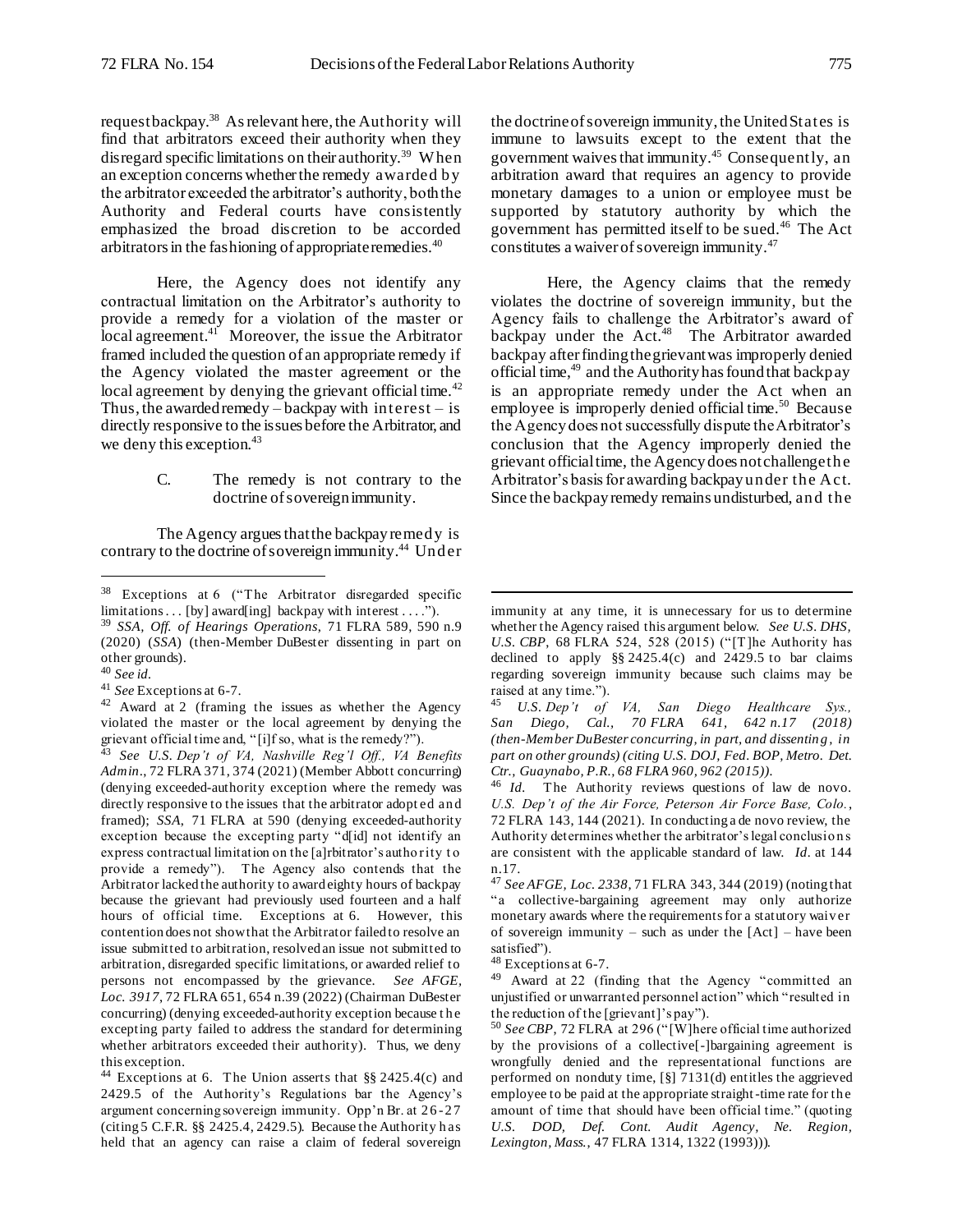request backpay.[38] As relevant here, the Authority will find that arbitrators exceed their authority when they disregard specific limitations on their authority.[39] When an exception concerns whether the remedy awarded by the arbitrator exceeded the arbitrator's authority, both the Authority and Federal courts have consistently emphasized the broad discretion to be accorded arbitrators in the fashioning of appropriate remedies.[40]

Here, the Agency does not identify any contractual limitation on the Arbitrator's authority to provide a remedy for a violation of the master or local agreement.[41] Moreover, the issue the Arbitrator framed included the question of an appropriate remedy if the Agency violated the master agreement or the local agreement by denying the grievant official time.[42] Thus, the awarded remedy – backpay with interest – is directly responsive to the issues before the Arbitrator, and we deny this exception.[43]

C. The remedy is not contrary to the doctrine of sovereign immunity.

The Agency argues that the backpay remedy is contrary to the doctrine of sovereign immunity.[44] Under the doctrine of sovereign immunity, the United States is immune to lawsuits except to the extent that the government waives that immunity.[45] Consequently, an arbitration award that requires an agency to provide monetary damages to a union or employee must be supported by statutory authority by which the government has permitted itself to be sued.[46] The Act constitutes a waiver of sovereign immunity.[47]

Here, the Agency claims that the remedy violates the doctrine of sovereign immunity, but the Agency fails to challenge the Arbitrator's award of backpay under the Act.[48] The Arbitrator awarded backpay after finding the grievant was improperly denied official time,[49] and the Authority has found that backpay is an appropriate remedy under the Act when an employee is improperly denied official time.[50] Because the Agency does not successfully dispute the Arbitrator's conclusion that the Agency improperly denied the grievant official time, the Agency does not challenge the Arbitrator's basis for awarding backpay under the Act. Since the backpay remedy remains undisturbed, and the

---

[38] Exceptions at 6 ("The Arbitrator disregarded specific limitations . . . [by] award[ing] backpay with interest . . . .").

[39] *SSA, Off. of Hearings Operations*, 71 FLRA 589, 590 n.9 (2020) (*SSA*) (then-Member DuBester dissenting in part on other grounds).

[40] *See id.*

[41] *See* Exceptions at 6-7.

[42] Award at 2 (framing the issues as whether the Agency violated the master or the local agreement by denying the grievant official time and, "[i]f so, what is the remedy?").

[43] *See U.S. Dep't of VA, Nashville Reg'l Off., VA Benefits Admin.*, 72 FLRA 371, 374 (2021) (Member Abbott concurring) (denying exceeded-authority exception where the remedy was directly responsive to the issues that the arbitrator adopted and framed); *SSA*, 71 FLRA at 590 (denying exceeded-authority exception because the excepting party "d[id] not identify an express contractual limitation on the [a]rbitrator's authority to provide a remedy"). The Agency also contends that the Arbitrator lacked the authority to award eighty hours of backpay because the grievant had previously used fourteen and a half hours of official time. Exceptions at 6. However, this contention does not show that the Arbitrator failed to resolve an issue submitted to arbitration, resolved an issue not submitted to arbitration, disregarded specific limitations, or awarded relief to persons not encompassed by the grievance. *See AFGE, Loc. 3917*, 72 FLRA 651, 654 n.39 (2022) (Chairman DuBester concurring) (denying exceeded-authority exception because the excepting party failed to address the standard for determining whether arbitrators exceeded their authority). Thus, we deny this exception.

[44] Exceptions at 6. The Union asserts that §§ 2425.4(c) and 2429.5 of the Authority's Regulations bar the Agency's argument concerning sovereign immunity. Opp'n Br. at 26-27 (citing 5 C.F.R. §§ 2425.4, 2429.5). Because the Authority has held that an agency can raise a claim of federal sovereign immunity at any time, it is unnecessary for us to determine whether the Agency raised this argument below. *See U.S. DHS, U.S. CBP*, 68 FLRA 524, 528 (2015) ("[T]he Authority has declined to apply §§ 2425.4(c) and 2429.5 to bar claims regarding sovereign immunity because such claims may be raised at any time.").

[45] *U.S. Dep't of VA, San Diego Healthcare Sys., San Diego, Cal., 70 FLRA 641, 642 n.17 (2018) (then-Member DuBester concurring, in part, and dissenting, in part on other grounds) (citing U.S. DOJ, Fed. BOP, Metro. Det. Ctr., Guaynabo, P.R., 68 FLRA 960, 962 (2015)).*

[46] *Id.* The Authority reviews questions of law de novo. *U.S. Dep't of the Air Force, Peterson Air Force Base, Colo.*, 72 FLRA 143, 144 (2021). In conducting a de novo review, the Authority determines whether the arbitrator's legal conclusions are consistent with the applicable standard of law. *Id.* at 144 n.17.

[47] *See AFGE, Loc. 2338*, 71 FLRA 343, 344 (2019) (noting that "a collective-bargaining agreement may only authorize monetary awards where the requirements for a statutory waiver of sovereign immunity – such as under the [Act] – have been satisfied").

[48] Exceptions at 6-7.

[49] Award at 22 (finding that the Agency "committed an unjustified or unwarranted personnel action" which "resulted in the reduction of the [grievant]'s pay").

[50] *See CBP*, 72 FLRA at 296 ("[W]here official time authorized by the provisions of a collective[-]bargaining agreement is wrongfully denied and the representational functions are performed on nonduty time, [§] 7131(d) entitles the aggrieved employee to be paid at the appropriate straight-time rate for the amount of time that should have been official time." (quoting *U.S. DOD, Def. Cont. Audit Agency, Ne. Region, Lexington, Mass.*, 47 FLRA 1314, 1322 (1993))).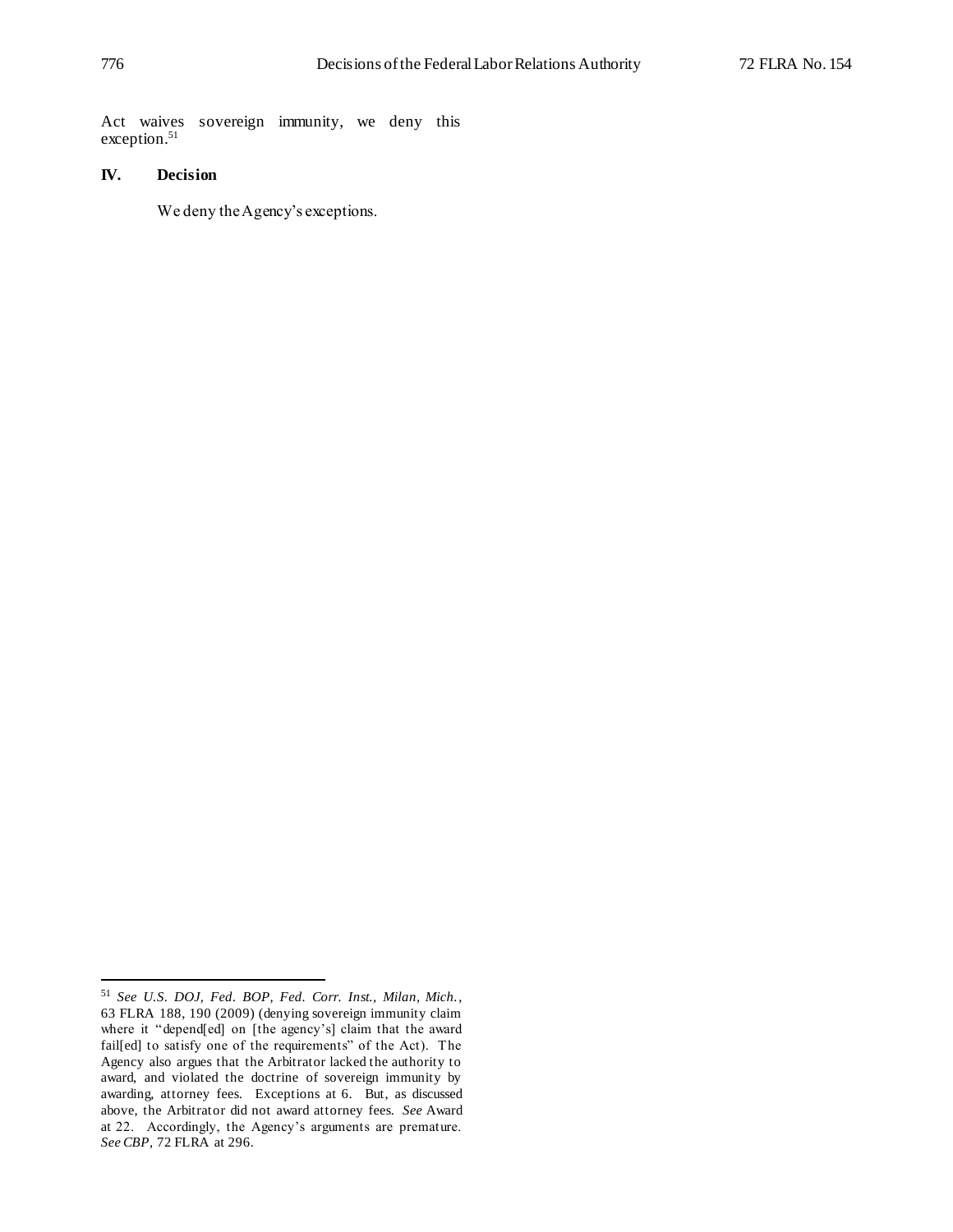Act waives sovereign immunity, we deny this exception.[51]

## IV. Decision

We deny the Agency's exceptions.

---

[51] *See U.S. DOJ, Fed. BOP, Fed. Corr. Inst., Milan, Mich.*, 63 FLRA 188, 190 (2009) (denying sovereign immunity claim where it "depend[ed] on [the agency's] claim that the award fail[ed] to satisfy one of the requirements" of the Act). The Agency also argues that the Arbitrator lacked the authority to award, and violated the doctrine of sovereign immunity by awarding, attorney fees. Exceptions at 6. But, as discussed above, the Arbitrator did not award attorney fees. *See* Award at 22. Accordingly, the Agency's arguments are premature. *See CBP*, 72 FLRA at 296.